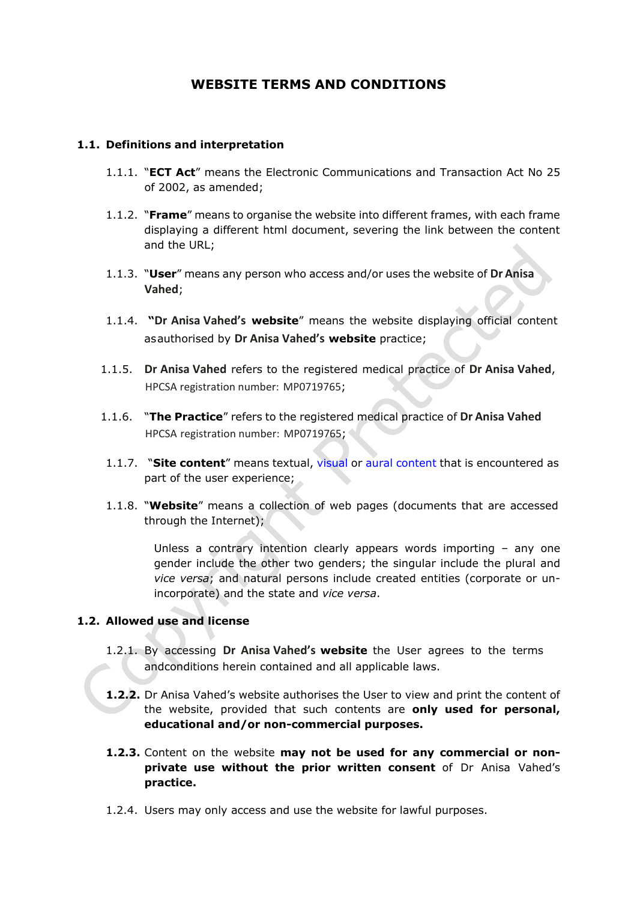# WEBSITE TERMS AND CONDITIONS

## 1.1. Definitions and interpretation

1.1.1. "**ECT Act**" means the Electronic Communications and Transaction Act No 25 of 2002, as amended;

1.1.2. "**Frame**" means to organise the website into different frames, with each frame displaying a different html document, severing the link between the content and the URL;

1.1.3. "**User**" means any person who access and/or uses the website of **Dr Anisa Vahed**;

1.1.4. "**Dr Anisa Vahed's website**" means the website displaying official content asauthorised by **Dr Anisa Vahed's website** practice;

1.1.5. **Dr Anisa Vahed** refers to the registered medical practice of **Dr Anisa Vahed**, HPCSA registration number: MP0719765;

1.1.6. "**The Practice**" refers to the registered medical practice of **Dr Anisa Vahed** HPCSA registration number: MP0719765;

1.1.7. "**Site content**" means textual, visual or aural content that is encountered as part of the user experience;

1.1.8. "**Website**" means a collection of web pages (documents that are accessed through the Internet);

Unless a contrary intention clearly appears words importing – any one gender include the other two genders; the singular include the plural and *vice versa*; and natural persons include created entities (corporate or un-incorporate) and the state and *vice versa*.

## 1.2. Allowed use and license

1.2.1. By accessing **Dr Anisa Vahed's website** the User agrees to the terms andconditions herein contained and all applicable laws.

**1.2.2.** Dr Anisa Vahed's website authorises the User to view and print the content of the website, provided that such contents are **only used for personal, educational and/or non-commercial purposes.**

**1.2.3.** Content on the website **may not be used for any commercial or non-private use without the prior written consent** of Dr Anisa Vahed's **practice.**

1.2.4. Users may only access and use the website for lawful purposes.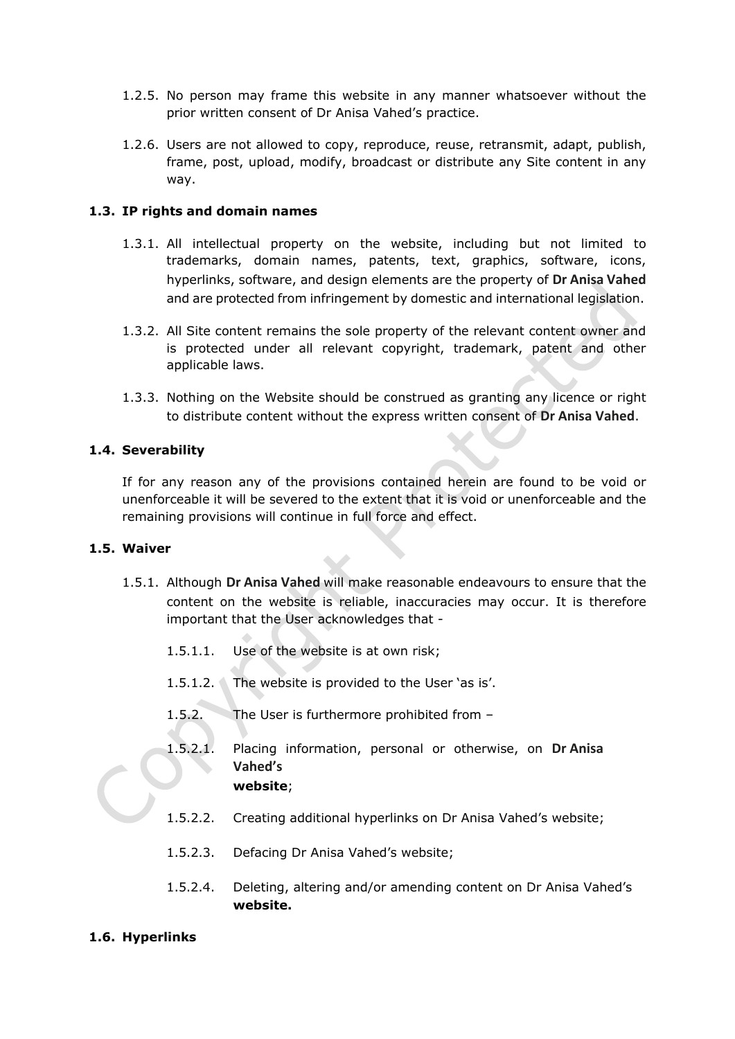1.2.5. No person may frame this website in any manner whatsoever without the prior written consent of Dr Anisa Vahed's practice.

1.2.6. Users are not allowed to copy, reproduce, reuse, retransmit, adapt, publish, frame, post, upload, modify, broadcast or distribute any Site content in any way.

### 1.3. IP rights and domain names

1.3.1. All intellectual property on the website, including but not limited to trademarks, domain names, patents, text, graphics, software, icons, hyperlinks, software, and design elements are the property of **Dr Anisa Vahed** and are protected from infringement by domestic and international legislation.

1.3.2. All Site content remains the sole property of the relevant content owner and is protected under all relevant copyright, trademark, patent and other applicable laws.

1.3.3. Nothing on the Website should be construed as granting any licence or right to distribute content without the express written consent of **Dr Anisa Vahed**.

### 1.4. Severability

If for any reason any of the provisions contained herein are found to be void or unenforceable it will be severed to the extent that it is void or unenforceable and the remaining provisions will continue in full force and effect.

### 1.5. Waiver

1.5.1. Although **Dr Anisa Vahed** will make reasonable endeavours to ensure that the content on the website is reliable, inaccuracies may occur. It is therefore important that the User acknowledges that -

1.5.1.1. Use of the website is at own risk;

1.5.1.2. The website is provided to the User 'as is'.

1.5.2. The User is furthermore prohibited from –

1.5.2.1. Placing information, personal or otherwise, on **Dr Anisa Vahed's website**;

1.5.2.2. Creating additional hyperlinks on Dr Anisa Vahed's website;

1.5.2.3. Defacing Dr Anisa Vahed's website;

1.5.2.4. Deleting, altering and/or amending content on Dr Anisa Vahed's **website.**

### 1.6. Hyperlinks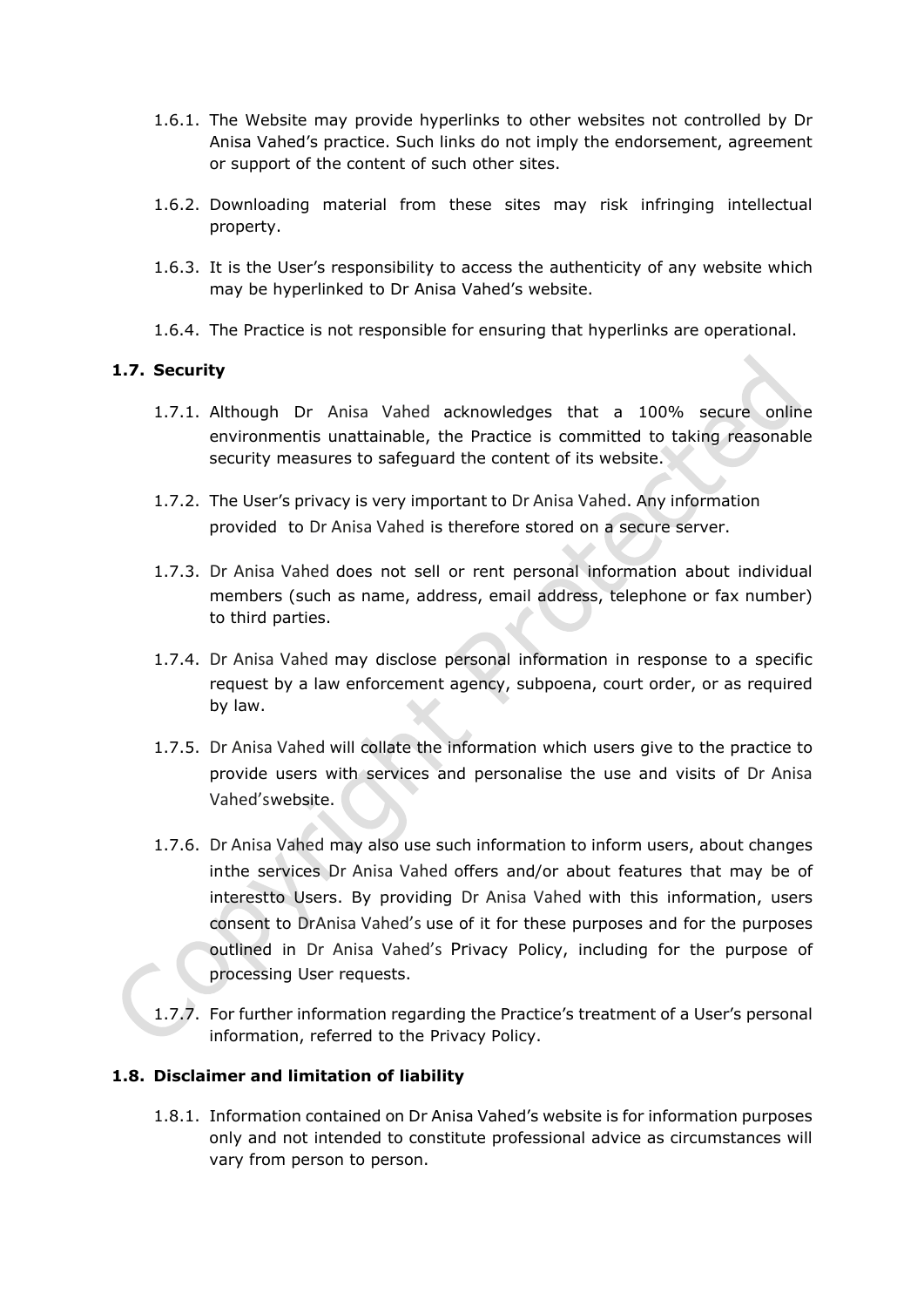1.6.1. The Website may provide hyperlinks to other websites not controlled by Dr Anisa Vahed's practice. Such links do not imply the endorsement, agreement or support of the content of such other sites.

1.6.2. Downloading material from these sites may risk infringing intellectual property.

1.6.3. It is the User's responsibility to access the authenticity of any website which may be hyperlinked to Dr Anisa Vahed's website.

1.6.4. The Practice is not responsible for ensuring that hyperlinks are operational.

### 1.7. Security

1.7.1. Although Dr Anisa Vahed acknowledges that a 100% secure online environmentis unattainable, the Practice is committed to taking reasonable security measures to safeguard the content of its website.

1.7.2. The User's privacy is very important to Dr Anisa Vahed. Any information provided to Dr Anisa Vahed is therefore stored on a secure server.

1.7.3. Dr Anisa Vahed does not sell or rent personal information about individual members (such as name, address, email address, telephone or fax number) to third parties.

1.7.4. Dr Anisa Vahed may disclose personal information in response to a specific request by a law enforcement agency, subpoena, court order, or as required by law.

1.7.5. Dr Anisa Vahed will collate the information which users give to the practice to provide users with services and personalise the use and visits of Dr Anisa Vahed'swebsite.

1.7.6. Dr Anisa Vahed may also use such information to inform users, about changes inthe services Dr Anisa Vahed offers and/or about features that may be of interestto Users. By providing Dr Anisa Vahed with this information, users consent to DrAnisa Vahed's use of it for these purposes and for the purposes outlined in Dr Anisa Vahed's Privacy Policy, including for the purpose of processing User requests.

1.7.7. For further information regarding the Practice's treatment of a User's personal information, referred to the Privacy Policy.

### 1.8. Disclaimer and limitation of liability

1.8.1. Information contained on Dr Anisa Vahed's website is for information purposes only and not intended to constitute professional advice as circumstances will vary from person to person.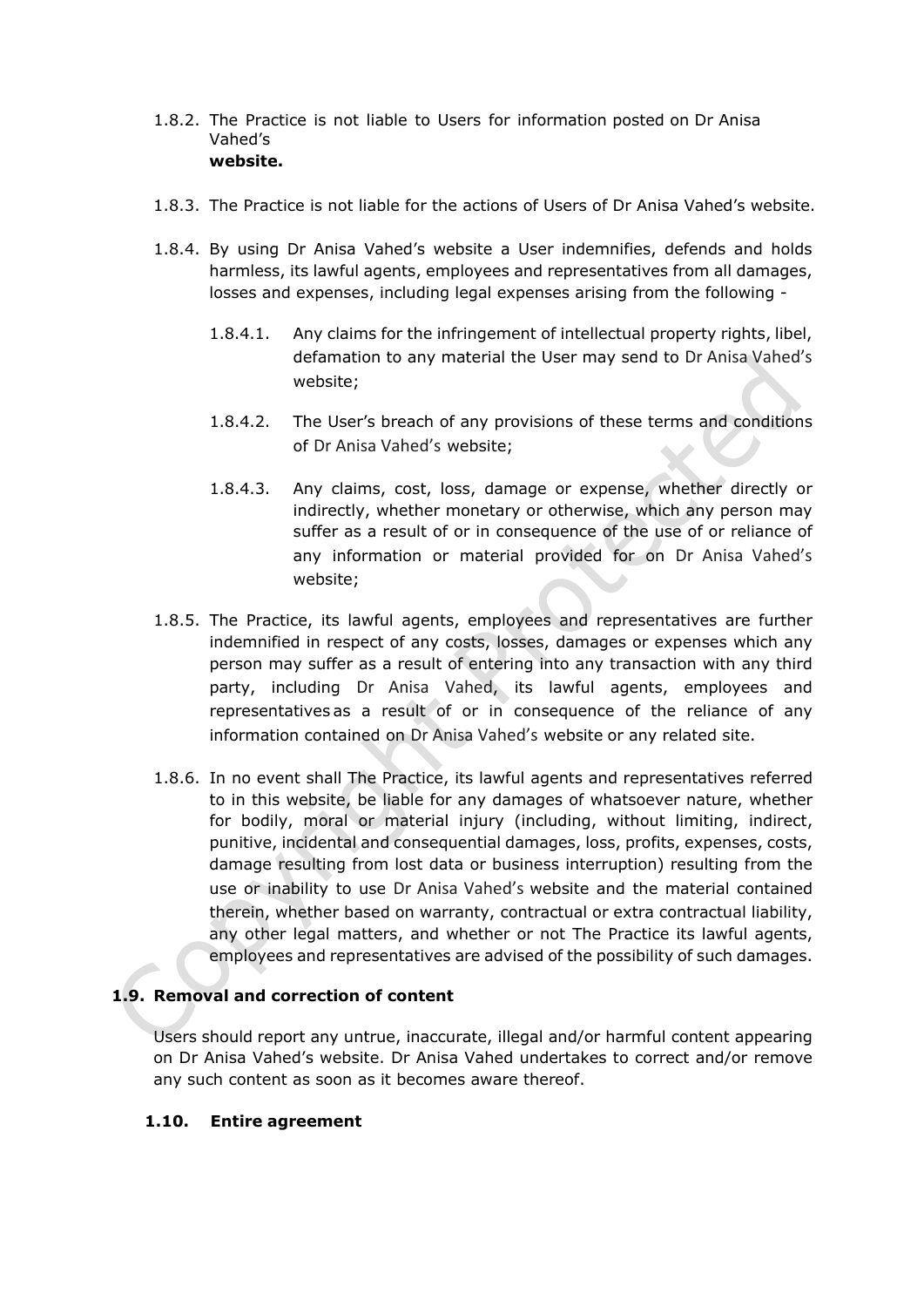1.8.2. The Practice is not liable to Users for information posted on Dr Anisa Vahed's **website.**

1.8.3. The Practice is not liable for the actions of Users of Dr Anisa Vahed's website.

1.8.4. By using Dr Anisa Vahed's website a User indemnifies, defends and holds harmless, its lawful agents, employees and representatives from all damages, losses and expenses, including legal expenses arising from the following -

1.8.4.1. Any claims for the infringement of intellectual property rights, libel, defamation to any material the User may send to Dr Anisa Vahed's website;

1.8.4.2. The User's breach of any provisions of these terms and conditions of Dr Anisa Vahed's website;

1.8.4.3. Any claims, cost, loss, damage or expense, whether directly or indirectly, whether monetary or otherwise, which any person may suffer as a result of or in consequence of the use of or reliance of any information or material provided for on Dr Anisa Vahed's website;

1.8.5. The Practice, its lawful agents, employees and representatives are further indemnified in respect of any costs, losses, damages or expenses which any person may suffer as a result of entering into any transaction with any third party, including Dr Anisa Vahed, its lawful agents, employees and representatives as a result of or in consequence of the reliance of any information contained on Dr Anisa Vahed's website or any related site.

1.8.6. In no event shall The Practice, its lawful agents and representatives referred to in this website, be liable for any damages of whatsoever nature, whether for bodily, moral or material injury (including, without limiting, indirect, punitive, incidental and consequential damages, loss, profits, expenses, costs, damage resulting from lost data or business interruption) resulting from the use or inability to use Dr Anisa Vahed's website and the material contained therein, whether based on warranty, contractual or extra contractual liability, any other legal matters, and whether or not The Practice its lawful agents, employees and representatives are advised of the possibility of such damages.

### 1.9. Removal and correction of content

Users should report any untrue, inaccurate, illegal and/or harmful content appearing on Dr Anisa Vahed's website. Dr Anisa Vahed undertakes to correct and/or remove any such content as soon as it becomes aware thereof.

### 1.10. Entire agreement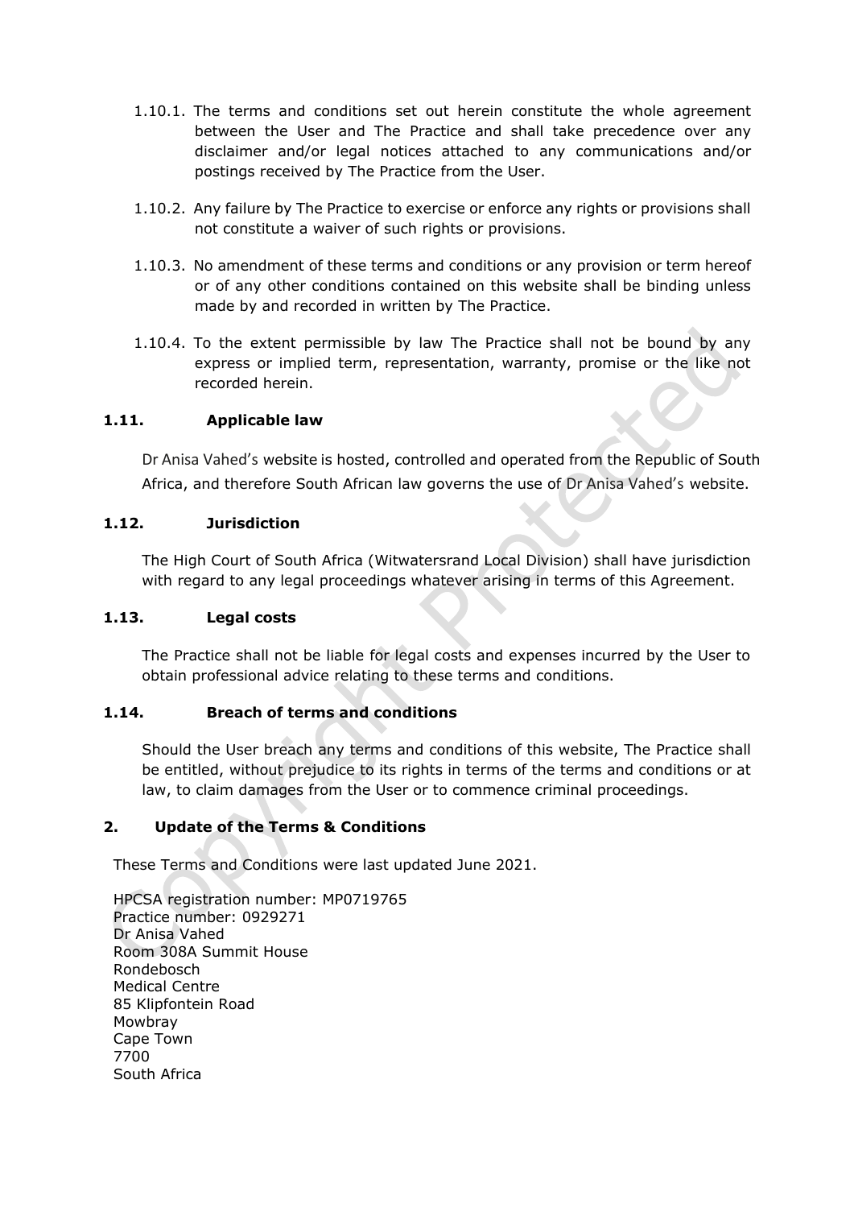1.10.1. The terms and conditions set out herein constitute the whole agreement between the User and The Practice and shall take precedence over any disclaimer and/or legal notices attached to any communications and/or postings received by The Practice from the User.

1.10.2. Any failure by The Practice to exercise or enforce any rights or provisions shall not constitute a waiver of such rights or provisions.

1.10.3. No amendment of these terms and conditions or any provision or term hereof or of any other conditions contained on this website shall be binding unless made by and recorded in written by The Practice.

1.10.4. To the extent permissible by law The Practice shall not be bound by any express or implied term, representation, warranty, promise or the like not recorded herein.

### 1.11. Applicable law

Dr Anisa Vahed's website is hosted, controlled and operated from the Republic of South Africa, and therefore South African law governs the use of Dr Anisa Vahed's website.

### 1.12. Jurisdiction

The High Court of South Africa (Witwatersrand Local Division) shall have jurisdiction with regard to any legal proceedings whatever arising in terms of this Agreement.

### 1.13. Legal costs

The Practice shall not be liable for legal costs and expenses incurred by the User to obtain professional advice relating to these terms and conditions.

### 1.14. Breach of terms and conditions

Should the User breach any terms and conditions of this website, The Practice shall be entitled, without prejudice to its rights in terms of the terms and conditions or at law, to claim damages from the User or to commence criminal proceedings.

## 2. Update of the Terms & Conditions

These Terms and Conditions were last updated June 2021.

HPCSA registration number: MP0719765
Practice number: 0929271
Dr Anisa Vahed
Room 308A Summit House
Rondebosch
Medical Centre
85 Klipfontein Road
Mowbray
Cape Town
7700
South Africa